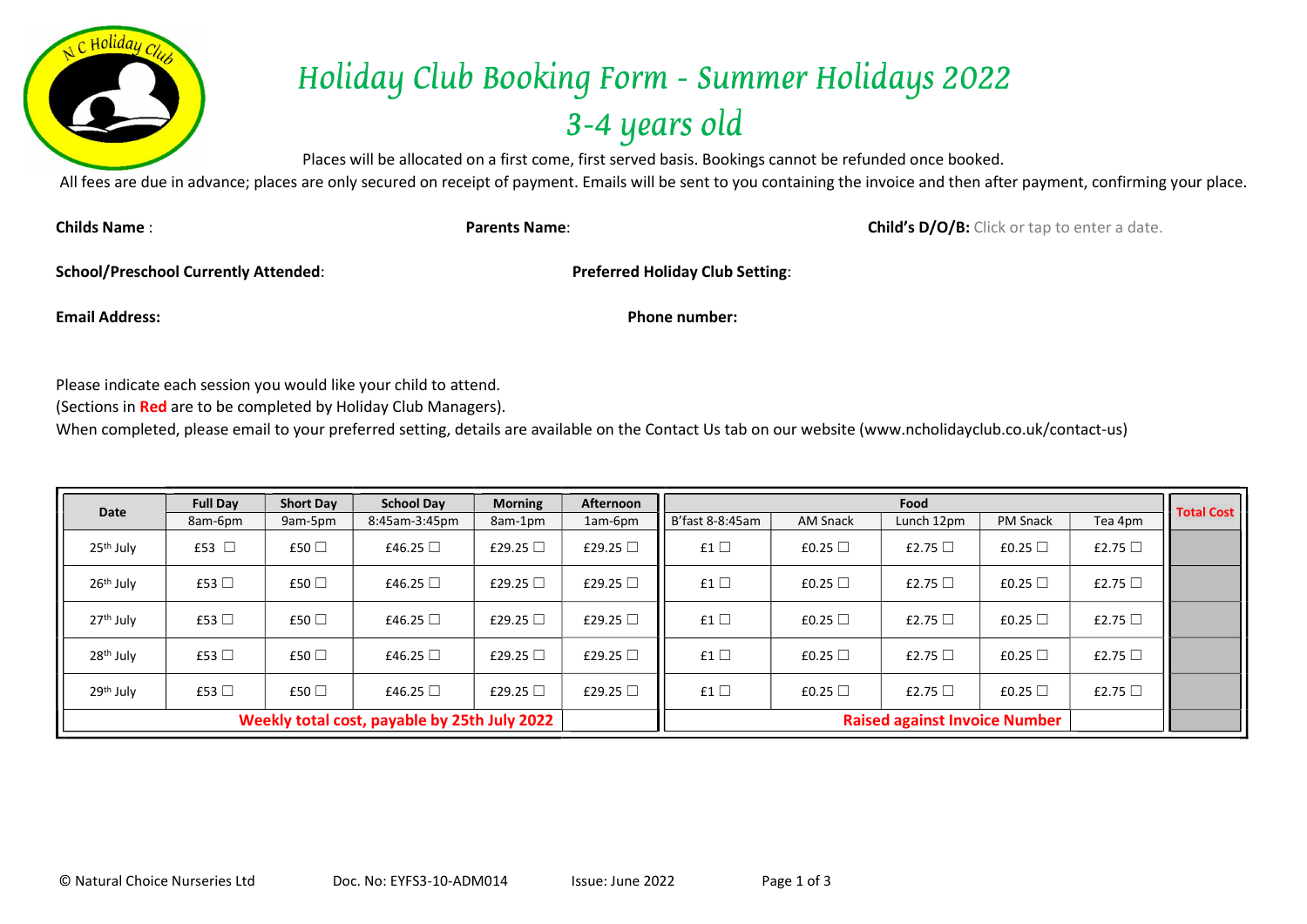# Holiday Club Booking Form - Summer Holidays 2022
# 3-4 years old

Places will be allocated on a first come, first served basis. Bookings cannot be refunded once booked.

All fees are due in advance; places are only secured on receipt of payment. Emails will be sent to you containing the invoice and then after payment, confirming your place.

**Childs Name** :

**Parents Name**:

**Child's D/O/B:** Click or tap to enter a date.

**School/Preschool Currently Attended**:

**Preferred Holiday Club Setting**:

**Email Address:**

**Phone number:**

Please indicate each session you would like your child to attend.

(Sections in **Red** are to be completed by Holiday Club Managers).

When completed, please email to your preferred setting, details are available on the Contact Us tab on our website (www.ncholidayclub.co.uk/contact-us)

| Date | Full Day | Short Day | School Day | Morning | Afternoon | Food | | | | | Total Cost |
|---|---|---|---|---|---|---|---|---|---|---|---|
| | 8am-6pm | 9am-5pm | 8:45am-3:45pm | 8am-1pm | 1am-6pm | B'fast 8-8:45am | AM Snack | Lunch 12pm | PM Snack | Tea 4pm | |
| 25th July | £53 ☐ | £50 ☐ | £46.25 ☐ | £29.25 ☐ | £29.25 ☐ | £1 ☐ | £0.25 ☐ | £2.75 ☐ | £0.25 ☐ | £2.75 ☐ | |
| 26th July | £53 ☐ | £50 ☐ | £46.25 ☐ | £29.25 ☐ | £29.25 ☐ | £1 ☐ | £0.25 ☐ | £2.75 ☐ | £0.25 ☐ | £2.75 ☐ | |
| 27th July | £53 ☐ | £50 ☐ | £46.25 ☐ | £29.25 ☐ | £29.25 ☐ | £1 ☐ | £0.25 ☐ | £2.75 ☐ | £0.25 ☐ | £2.75 ☐ | |
| 28th July | £53 ☐ | £50 ☐ | £46.25 ☐ | £29.25 ☐ | £29.25 ☐ | £1 ☐ | £0.25 ☐ | £2.75 ☐ | £0.25 ☐ | £2.75 ☐ | |
| 29th July | £53 ☐ | £50 ☐ | £46.25 ☐ | £29.25 ☐ | £29.25 ☐ | £1 ☐ | £0.25 ☐ | £2.75 ☐ | £0.25 ☐ | £2.75 ☐ | |
| Weekly total cost, payable by 25th July 2022 | | | | | | Raised against Invoice Number | | | | | |

© Natural Choice Nurseries Ltd Doc. No: EYFS3-10-ADM014 Issue: June 2022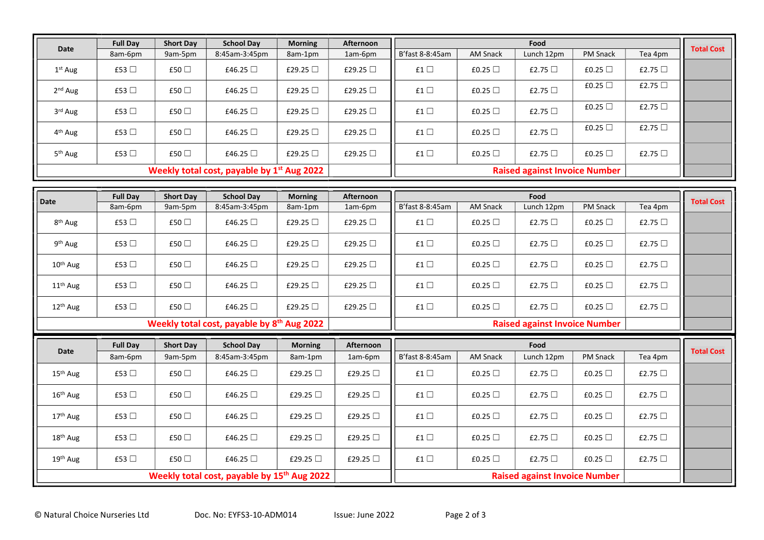| Date | Full Day | Short Day | School Day | Morning | Afternoon | Food | | | | | Total Cost |
|---|---|---|---|---|---|---|---|---|---|---|---|
| | 8am-6pm | 9am-5pm | 8:45am-3:45pm | 8am-1pm | 1am-6pm | B'fast 8-8:45am | AM Snack | Lunch 12pm | PM Snack | Tea 4pm | |
| 1st Aug | £53 ☐ | £50 ☐ | £46.25 ☐ | £29.25 ☐ | £29.25 ☐ | £1 ☐ | £0.25 ☐ | £2.75 ☐ | £0.25 ☐ | £2.75 ☐ | |
| 2nd Aug | £53 ☐ | £50 ☐ | £46.25 ☐ | £29.25 ☐ | £29.25 ☐ | £1 ☐ | £0.25 ☐ | £2.75 ☐ | £0.25 ☐ | £2.75 ☐ | |
| 3rd Aug | £53 ☐ | £50 ☐ | £46.25 ☐ | £29.25 ☐ | £29.25 ☐ | £1 ☐ | £0.25 ☐ | £2.75 ☐ | £0.25 ☐ | £2.75 ☐ | |
| 4th Aug | £53 ☐ | £50 ☐ | £46.25 ☐ | £29.25 ☐ | £29.25 ☐ | £1 ☐ | £0.25 ☐ | £2.75 ☐ | £0.25 ☐ | £2.75 ☐ | |
| 5th Aug | £53 ☐ | £50 ☐ | £46.25 ☐ | £29.25 ☐ | £29.25 ☐ | £1 ☐ | £0.25 ☐ | £2.75 ☐ | £0.25 ☐ | £2.75 ☐ | |
| **Weekly total cost, payable by 1st Aug 2022** | | | | | | **Raised against Invoice Number** | | | | | |

| Date | Full Day | Short Day | School Day | Morning | Afternoon | Food | | | | | Total Cost |
|---|---|---|---|---|---|---|---|---|---|---|---|
| | 8am-6pm | 9am-5pm | 8:45am-3:45pm | 8am-1pm | 1am-6pm | B'fast 8-8:45am | AM Snack | Lunch 12pm | PM Snack | Tea 4pm | |
| 8th Aug | £53 ☐ | £50 ☐ | £46.25 ☐ | £29.25 ☐ | £29.25 ☐ | £1 ☐ | £0.25 ☐ | £2.75 ☐ | £0.25 ☐ | £2.75 ☐ | |
| 9th Aug | £53 ☐ | £50 ☐ | £46.25 ☐ | £29.25 ☐ | £29.25 ☐ | £1 ☐ | £0.25 ☐ | £2.75 ☐ | £0.25 ☐ | £2.75 ☐ | |
| 10th Aug | £53 ☐ | £50 ☐ | £46.25 ☐ | £29.25 ☐ | £29.25 ☐ | £1 ☐ | £0.25 ☐ | £2.75 ☐ | £0.25 ☐ | £2.75 ☐ | |
| 11th Aug | £53 ☐ | £50 ☐ | £46.25 ☐ | £29.25 ☐ | £29.25 ☐ | £1 ☐ | £0.25 ☐ | £2.75 ☐ | £0.25 ☐ | £2.75 ☐ | |
| 12th Aug | £53 ☐ | £50 ☐ | £46.25 ☐ | £29.25 ☐ | £29.25 ☐ | £1 ☐ | £0.25 ☐ | £2.75 ☐ | £0.25 ☐ | £2.75 ☐ | |
| **Weekly total cost, payable by 8th Aug 2022** | | | | | | **Raised against Invoice Number** | | | | | |

| Date | Full Day | Short Day | School Day | Morning | Afternoon | Food | | | | | Total Cost |
|---|---|---|---|---|---|---|---|---|---|---|---|
| | 8am-6pm | 9am-5pm | 8:45am-3:45pm | 8am-1pm | 1am-6pm | B'fast 8-8:45am | AM Snack | Lunch 12pm | PM Snack | Tea 4pm | |
| 15th Aug | £53 ☐ | £50 ☐ | £46.25 ☐ | £29.25 ☐ | £29.25 ☐ | £1 ☐ | £0.25 ☐ | £2.75 ☐ | £0.25 ☐ | £2.75 ☐ | |
| 16th Aug | £53 ☐ | £50 ☐ | £46.25 ☐ | £29.25 ☐ | £29.25 ☐ | £1 ☐ | £0.25 ☐ | £2.75 ☐ | £0.25 ☐ | £2.75 ☐ | |
| 17th Aug | £53 ☐ | £50 ☐ | £46.25 ☐ | £29.25 ☐ | £29.25 ☐ | £1 ☐ | £0.25 ☐ | £2.75 ☐ | £0.25 ☐ | £2.75 ☐ | |
| 18th Aug | £53 ☐ | £50 ☐ | £46.25 ☐ | £29.25 ☐ | £29.25 ☐ | £1 ☐ | £0.25 ☐ | £2.75 ☐ | £0.25 ☐ | £2.75 ☐ | |
| 19th Aug | £53 ☐ | £50 ☐ | £46.25 ☐ | £29.25 ☐ | £29.25 ☐ | £1 ☐ | £0.25 ☐ | £2.75 ☐ | £0.25 ☐ | £2.75 ☐ | |
| **Weekly total cost, payable by 15th Aug 2022** | | | | | | **Raised against Invoice Number** | | | | | |

© Natural Choice Nurseries Ltd Doc. No: EYFS3-10-ADM014 Issue: June 2022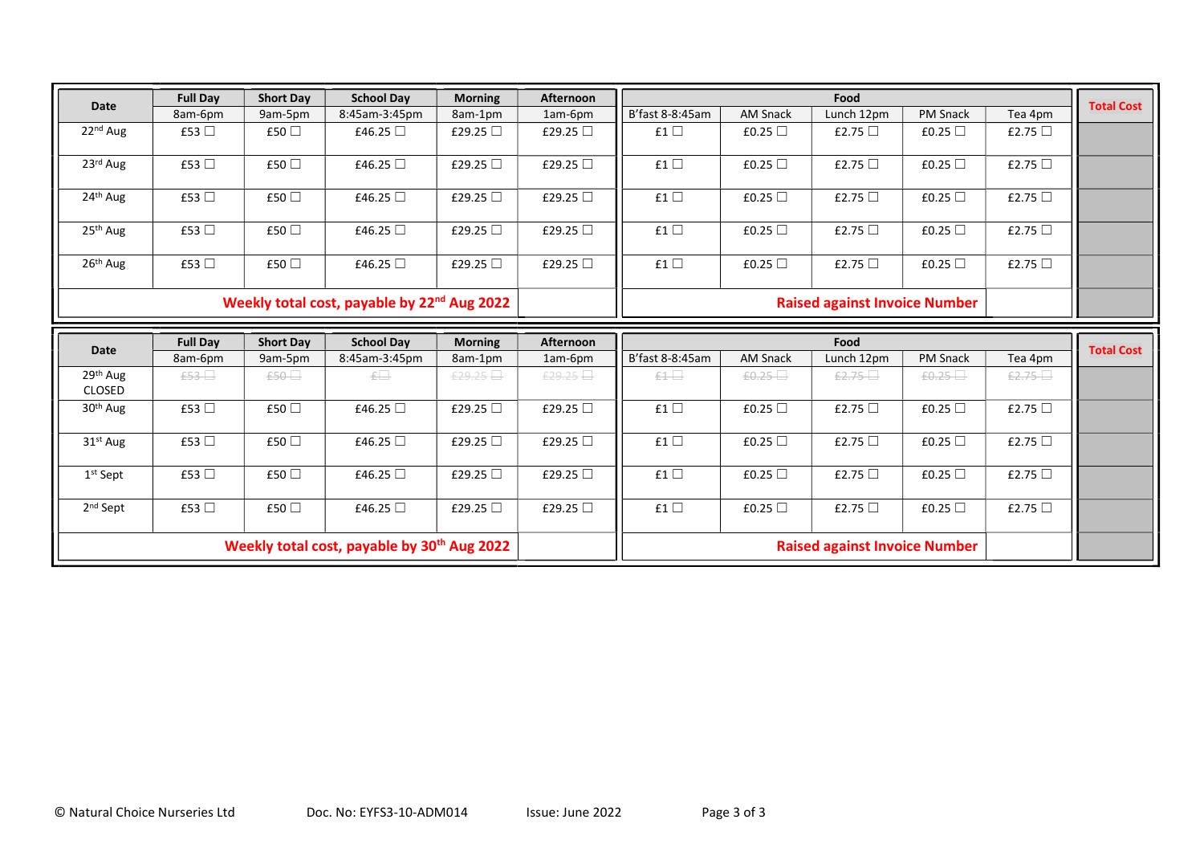| Date | Full Day | Short Day | School Day | Morning | Afternoon | Food | | | | | Total Cost |
|---|---|---|---|---|---|---|---|---|---|---|---|
| | 8am-6pm | 9am-5pm | 8:45am-3:45pm | 8am-1pm | 1am-6pm | B'fast 8-8:45am | AM Snack | Lunch 12pm | PM Snack | Tea 4pm | |
| 22nd Aug | £53 ☐ | £50 ☐ | £46.25 ☐ | £29.25 ☐ | £29.25 ☐ | £1 ☐ | £0.25 ☐ | £2.75 ☐ | £0.25 ☐ | £2.75 ☐ | |
| 23rd Aug | £53 ☐ | £50 ☐ | £46.25 ☐ | £29.25 ☐ | £29.25 ☐ | £1 ☐ | £0.25 ☐ | £2.75 ☐ | £0.25 ☐ | £2.75 ☐ | |
| 24th Aug | £53 ☐ | £50 ☐ | £46.25 ☐ | £29.25 ☐ | £29.25 ☐ | £1 ☐ | £0.25 ☐ | £2.75 ☐ | £0.25 ☐ | £2.75 ☐ | |
| 25th Aug | £53 ☐ | £50 ☐ | £46.25 ☐ | £29.25 ☐ | £29.25 ☐ | £1 ☐ | £0.25 ☐ | £2.75 ☐ | £0.25 ☐ | £2.75 ☐ | |
| 26th Aug | £53 ☐ | £50 ☐ | £46.25 ☐ | £29.25 ☐ | £29.25 ☐ | £1 ☐ | £0.25 ☐ | £2.75 ☐ | £0.25 ☐ | £2.75 ☐ | |
| **Weekly total cost, payable by 22nd Aug 2022** | | | | | | **Raised against Invoice Number** | | | | | |

| Date | Full Day | Short Day | School Day | Morning | Afternoon | Food | | | | | Total Cost |
|---|---|---|---|---|---|---|---|---|---|---|---|
| | 8am-6pm | 9am-5pm | 8:45am-3:45pm | 8am-1pm | 1am-6pm | B'fast 8-8:45am | AM Snack | Lunch 12pm | PM Snack | Tea 4pm | |
| 29th Aug CLOSED | ~~£53 ☐~~ | ~~£50 ☐~~ | ~~£☐~~ | ~~£29.25 ☐~~ | ~~£29.25 ☐~~ | ~~£1 ☐~~ | ~~£0.25 ☐~~ | ~~£2.75 ☐~~ | ~~£0.25 ☐~~ | ~~£2.75 ☐~~ | |
| 30th Aug | £53 ☐ | £50 ☐ | £46.25 ☐ | £29.25 ☐ | £29.25 ☐ | £1 ☐ | £0.25 ☐ | £2.75 ☐ | £0.25 ☐ | £2.75 ☐ | |
| 31st Aug | £53 ☐ | £50 ☐ | £46.25 ☐ | £29.25 ☐ | £29.25 ☐ | £1 ☐ | £0.25 ☐ | £2.75 ☐ | £0.25 ☐ | £2.75 ☐ | |
| 1st Sept | £53 ☐ | £50 ☐ | £46.25 ☐ | £29.25 ☐ | £29.25 ☐ | £1 ☐ | £0.25 ☐ | £2.75 ☐ | £0.25 ☐ | £2.75 ☐ | |
| 2nd Sept | £53 ☐ | £50 ☐ | £46.25 ☐ | £29.25 ☐ | £29.25 ☐ | £1 ☐ | £0.25 ☐ | £2.75 ☐ | £0.25 ☐ | £2.75 ☐ | |
| **Weekly total cost, payable by 30th Aug 2022** | | | | | | **Raised against Invoice Number** | | | | | |

© Natural Choice Nurseries Ltd — Doc. No: EYFS3-10-ADM014 — Issue: June 2022